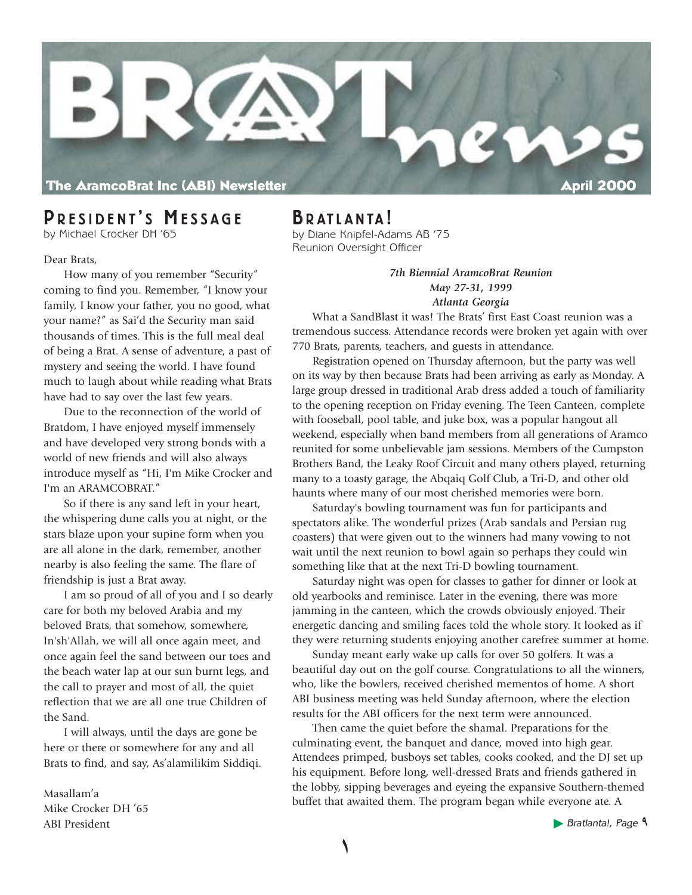# BRAT news

**The AramcoBrat Inc (ABI) Newsletter** **April 2000**

## President's Message

by Michael Crocker DH '65

Dear Brats,

How many of you remember "Security" coming to find you. Remember, "I know your family, I know your father, you no good, what your name?" as Sai'd the Security man said thousands of times. This is the full meal deal of being a Brat. A sense of adventure, a past of mystery and seeing the world. I have found much to laugh about while reading what Brats have had to say over the last few years.

Due to the reconnection of the world of Bratdom, I have enjoyed myself immensely and have developed very strong bonds with a world of new friends and will also always introduce myself as "Hi, I'm Mike Crocker and I'm an ARAMCOBRAT."

So if there is any sand left in your heart, the whispering dune calls you at night, or the stars blaze upon your supine form when you are all alone in the dark, remember, another nearby is also feeling the same. The flare of friendship is just a Brat away.

I am so proud of all of you and I so dearly care for both my beloved Arabia and my beloved Brats, that somehow, somewhere, In'sh'Allah, we will all once again meet, and once again feel the sand between our toes and the beach water lap at our sun burnt legs, and the call to prayer and most of all, the quiet reflection that we are all one true Children of the Sand.

I will always, until the days are gone be here or there or somewhere for any and all Brats to find, and say, As'alamilikim Siddiqi.

Masallam'a
Mike Crocker DH '65
ABI President

## Bratlanta!

by Diane Knipfel-Adams AB '75
Reunion Oversight Officer

***7th Biennial AramcoBrat Reunion***
***May 27-31, 1999***
***Atlanta Georgia***

What a SandBlast it was! The Brats' first East Coast reunion was a tremendous success. Attendance records were broken yet again with over 770 Brats, parents, teachers, and guests in attendance.

Registration opened on Thursday afternoon, but the party was well on its way by then because Brats had been arriving as early as Monday. A large group dressed in traditional Arab dress added a touch of familiarity to the opening reception on Friday evening. The Teen Canteen, complete with fooseball, pool table, and juke box, was a popular hangout all weekend, especially when band members from all generations of Aramco reunited for some unbelievable jam sessions. Members of the Cumpston Brothers Band, the Leaky Roof Circuit and many others played, returning many to a toasty garage, the Abqaiq Golf Club, a Tri-D, and other old haunts where many of our most cherished memories were born.

Saturday's bowling tournament was fun for participants and spectators alike. The wonderful prizes (Arab sandals and Persian rug coasters) that were given out to the winners had many vowing to not wait until the next reunion to bowl again so perhaps they could win something like that at the next Tri-D bowling tournament.

Saturday night was open for classes to gather for dinner or look at old yearbooks and reminisce. Later in the evening, there was more jamming in the canteen, which the crowds obviously enjoyed. Their energetic dancing and smiling faces told the whole story. It looked as if they were returning students enjoying another carefree summer at home.

Sunday meant early wake up calls for over 50 golfers. It was a beautiful day out on the golf course. Congratulations to all the winners, who, like the bowlers, received cherished mementos of home. A short ABI business meeting was held Sunday afternoon, where the election results for the ABI officers for the next term were announced.

Then came the quiet before the shamal. Preparations for the culminating event, the banquet and dance, moved into high gear. Attendees primped, busboys set tables, cooks cooked, and the DJ set up his equipment. Before long, well-dressed Brats and friends gathered in the lobby, sipping beverages and eyeing the expansive Southern-themed buffet that awaited them. The program began while everyone ate. A

*Bratlanta!, Page ٩*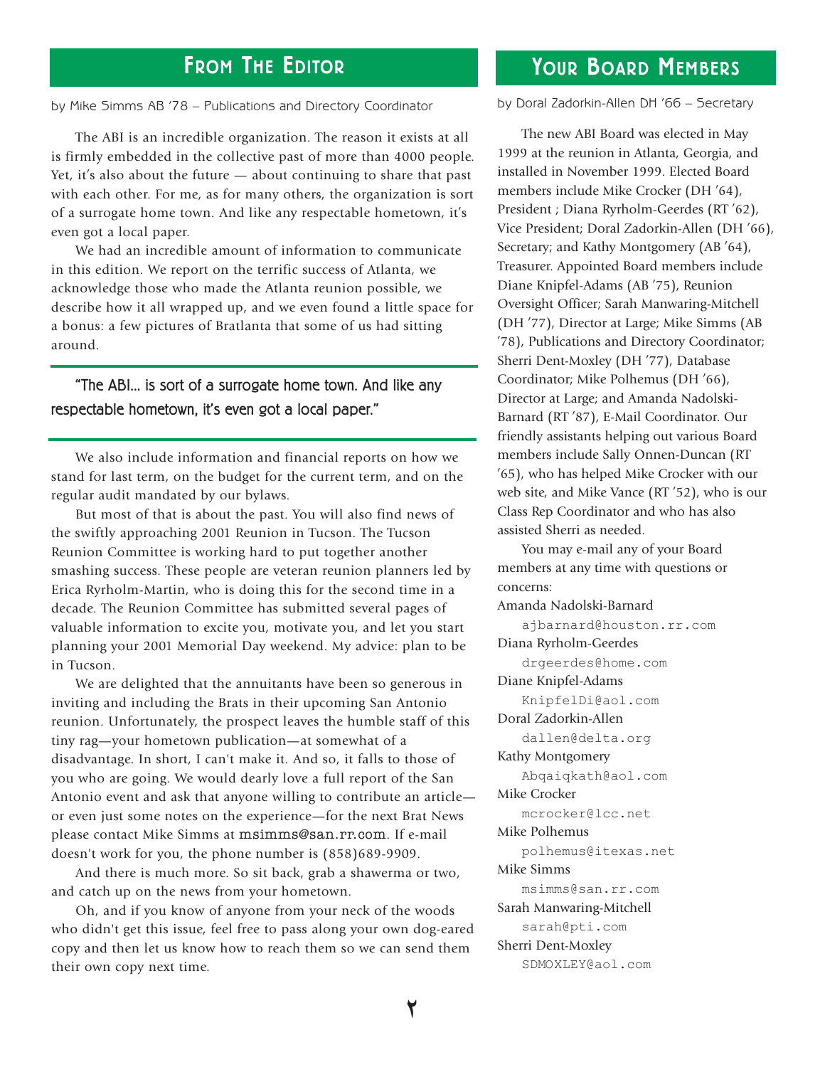## From The Editor

by Mike Simms AB '78 – Publications and Directory Coordinator

The ABI is an incredible organization. The reason it exists at all is firmly embedded in the collective past of more than 4000 people. Yet, it's also about the future — about continuing to share that past with each other. For me, as for many others, the organization is sort of a surrogate home town. And like any respectable hometown, it's even got a local paper.

We had an incredible amount of information to communicate in this edition. We report on the terrific success of Atlanta, we acknowledge those who made the Atlanta reunion possible, we describe how it all wrapped up, and we even found a little space for a bonus: a few pictures of Bratlanta that some of us had sitting around.

> "The ABI... is sort of a surrogate home town. And like any respectable hometown, it's even got a local paper."

We also include information and financial reports on how we stand for last term, on the budget for the current term, and on the regular audit mandated by our bylaws.

But most of that is about the past. You will also find news of the swiftly approaching 2001 Reunion in Tucson. The Tucson Reunion Committee is working hard to put together another smashing success. These people are veteran reunion planners led by Erica Ryrholm-Martin, who is doing this for the second time in a decade. The Reunion Committee has submitted several pages of valuable information to excite you, motivate you, and let you start planning your 2001 Memorial Day weekend. My advice: plan to be in Tucson.

We are delighted that the annuitants have been so generous in inviting and including the Brats in their upcoming San Antonio reunion. Unfortunately, the prospect leaves the humble staff of this tiny rag—your hometown publication—at somewhat of a disadvantage. In short, I can't make it. And so, it falls to those of you who are going. We would dearly love a full report of the San Antonio event and ask that anyone willing to contribute an article—or even just some notes on the experience—for the next Brat News please contact Mike Simms at msimms@san.rr.com. If e-mail doesn't work for you, the phone number is (858)689-9909.

And there is much more. So sit back, grab a shawerma or two, and catch up on the news from your hometown.

Oh, and if you know of anyone from your neck of the woods who didn't get this issue, feel free to pass along your own dog-eared copy and then let us know how to reach them so we can send them their own copy next time.

## Your Board Members

by Doral Zadorkin-Allen DH '66 – Secretary

The new ABI Board was elected in May 1999 at the reunion in Atlanta, Georgia, and installed in November 1999. Elected Board members include Mike Crocker (DH '64), President ; Diana Ryrholm-Geerdes (RT '62), Vice President; Doral Zadorkin-Allen (DH '66), Secretary; and Kathy Montgomery (AB '64), Treasurer. Appointed Board members include Diane Knipfel-Adams (AB '75), Reunion Oversight Officer; Sarah Manwaring-Mitchell (DH '77), Director at Large; Mike Simms (AB '78), Publications and Directory Coordinator; Sherri Dent-Moxley (DH '77), Database Coordinator; Mike Polhemus (DH '66), Director at Large; and Amanda Nadolski-Barnard (RT '87), E-Mail Coordinator. Our friendly assistants helping out various Board members include Sally Onnen-Duncan (RT '65), who has helped Mike Crocker with our web site, and Mike Vance (RT '52), who is our Class Rep Coordinator and who has also assisted Sherri as needed.

You may e-mail any of your Board members at any time with questions or concerns:

Amanda Nadolski-Barnard
ajbarnard@houston.rr.com

Diana Ryrholm-Geerdes
drgeerdes@home.com

Diane Knipfel-Adams
KnipfelDi@aol.com

Doral Zadorkin-Allen
dallen@delta.org

Kathy Montgomery
Abqaiqkath@aol.com

Mike Crocker
mcrocker@lcc.net

Mike Polhemus
polhemus@itexas.net

Mike Simms
msimms@san.rr.com

Sarah Manwaring-Mitchell
sarah@pti.com

Sherri Dent-Moxley
SDMOXLEY@aol.com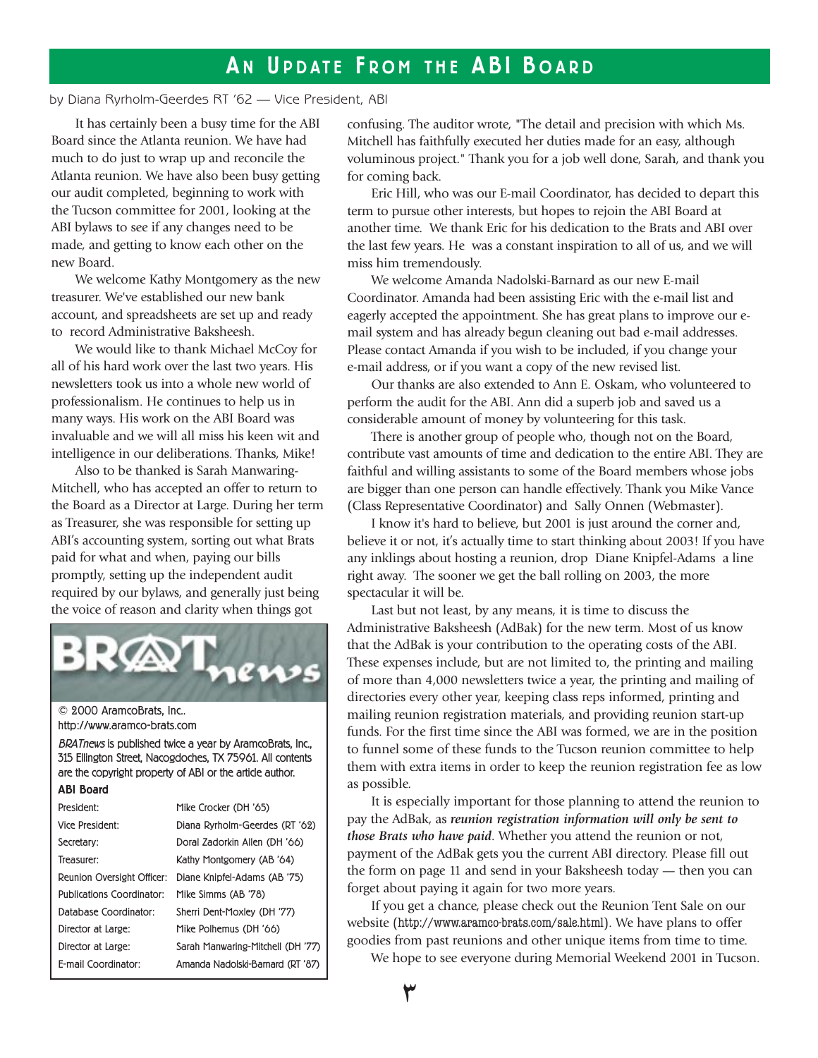# An Update From the ABI Board

by Diana Ryrholm-Geerdes RT '62 — Vice President, ABI

It has certainly been a busy time for the ABI Board since the Atlanta reunion. We have had much to do just to wrap up and reconcile the Atlanta reunion. We have also been busy getting our audit completed, beginning to work with the Tucson committee for 2001, looking at the ABI bylaws to see if any changes need to be made, and getting to know each other on the new Board.

We welcome Kathy Montgomery as the new treasurer. We've established our new bank account, and spreadsheets are set up and ready to record Administrative Baksheesh.

We would like to thank Michael McCoy for all of his hard work over the last two years. His newsletters took us into a whole new world of professionalism. He continues to help us in many ways. His work on the ABI Board was invaluable and we will all miss his keen wit and intelligence in our deliberations. Thanks, Mike!

Also to be thanked is Sarah Manwaring-Mitchell, who has accepted an offer to return to the Board as a Director at Large. During her term as Treasurer, she was responsible for setting up ABI's accounting system, sorting out what Brats paid for what and when, paying our bills promptly, setting up the independent audit required by our bylaws, and generally just being the voice of reason and clarity when things got confusing. The auditor wrote, "The detail and precision with which Ms. Mitchell has faithfully executed her duties made for an easy, although voluminous project." Thank you for a job well done, Sarah, and thank you for coming back.

Eric Hill, who was our E-mail Coordinator, has decided to depart this term to pursue other interests, but hopes to rejoin the ABI Board at another time. We thank Eric for his dedication to the Brats and ABI over the last few years. He was a constant inspiration to all of us, and we will miss him tremendously.

We welcome Amanda Nadolski-Barnard as our new E-mail Coordinator. Amanda had been assisting Eric with the e-mail list and eagerly accepted the appointment. She has great plans to improve our e-mail system and has already begun cleaning out bad e-mail addresses. Please contact Amanda if you wish to be included, if you change your e-mail address, or if you want a copy of the new revised list.

Our thanks are also extended to Ann E. Oskam, who volunteered to perform the audit for the ABI. Ann did a superb job and saved us a considerable amount of money by volunteering for this task.

There is another group of people who, though not on the Board, contribute vast amounts of time and dedication to the entire ABI. They are faithful and willing assistants to some of the Board members whose jobs are bigger than one person can handle effectively. Thank you Mike Vance (Class Representative Coordinator) and Sally Onnen (Webmaster).

I know it's hard to believe, but 2001 is just around the corner and, believe it or not, it's actually time to start thinking about 2003! If you have any inklings about hosting a reunion, drop Diane Knipfel-Adams a line right away. The sooner we get the ball rolling on 2003, the more spectacular it will be.

Last but not least, by any means, it is time to discuss the Administrative Baksheesh (AdBak) for the new term. Most of us know that the AdBak is your contribution to the operating costs of the ABI. These expenses include, but are not limited to, the printing and mailing of more than 4,000 newsletters twice a year, the printing and mailing of directories every other year, keeping class reps informed, printing and mailing reunion registration materials, and providing reunion start-up funds. For the first time since the ABI was formed, we are in the position to funnel some of these funds to the Tucson reunion committee to help them with extra items in order to keep the reunion registration fee as low as possible.

It is especially important for those planning to attend the reunion to pay the AdBak, as ***reunion registration information will only be sent to those Brats who have paid***. Whether you attend the reunion or not, payment of the AdBak gets you the current ABI directory. Please fill out the form on page 11 and send in your Baksheesh today — then you can forget about paying it again for two more years.

If you get a chance, please check out the Reunion Tent Sale on our website (http://www.aramco-brats.com/sale.html). We have plans to offer goodies from past reunions and other unique items from time to time.

We hope to see everyone during Memorial Weekend 2001 in Tucson.

---

BRATnews

© 2000 AramcoBrats, Inc..
http://www.aramco-brats.com

*BRATnews* is published twice a year by AramcoBrats, Inc., 315 Ellington Street, Nacogdoches, TX 75961. All contents are the copyright property of ABI or the article author.

**ABI Board**

| Position | Name |
|---|---|
| President: | Mike Crocker (DH '65) |
| Vice President: | Diana Ryrholm-Geerdes (RT '62) |
| Secretary: | Doral Zadorkin Allen (DH '66) |
| Treasurer: | Kathy Montgomery (AB '64) |
| Reunion Oversight Officer: | Diane Knipfel-Adams (AB '75) |
| Publications Coordinator: | Mike Simms (AB '78) |
| Database Coordinator: | Sherri Dent-Moxley (DH '77) |
| Director at Large: | Mike Polhemus (DH '66) |
| Director at Large: | Sarah Manwaring-Mitchell (DH '77) |
| E-mail Coordinator: | Amanda Nadolski-Barnard (RT '87) |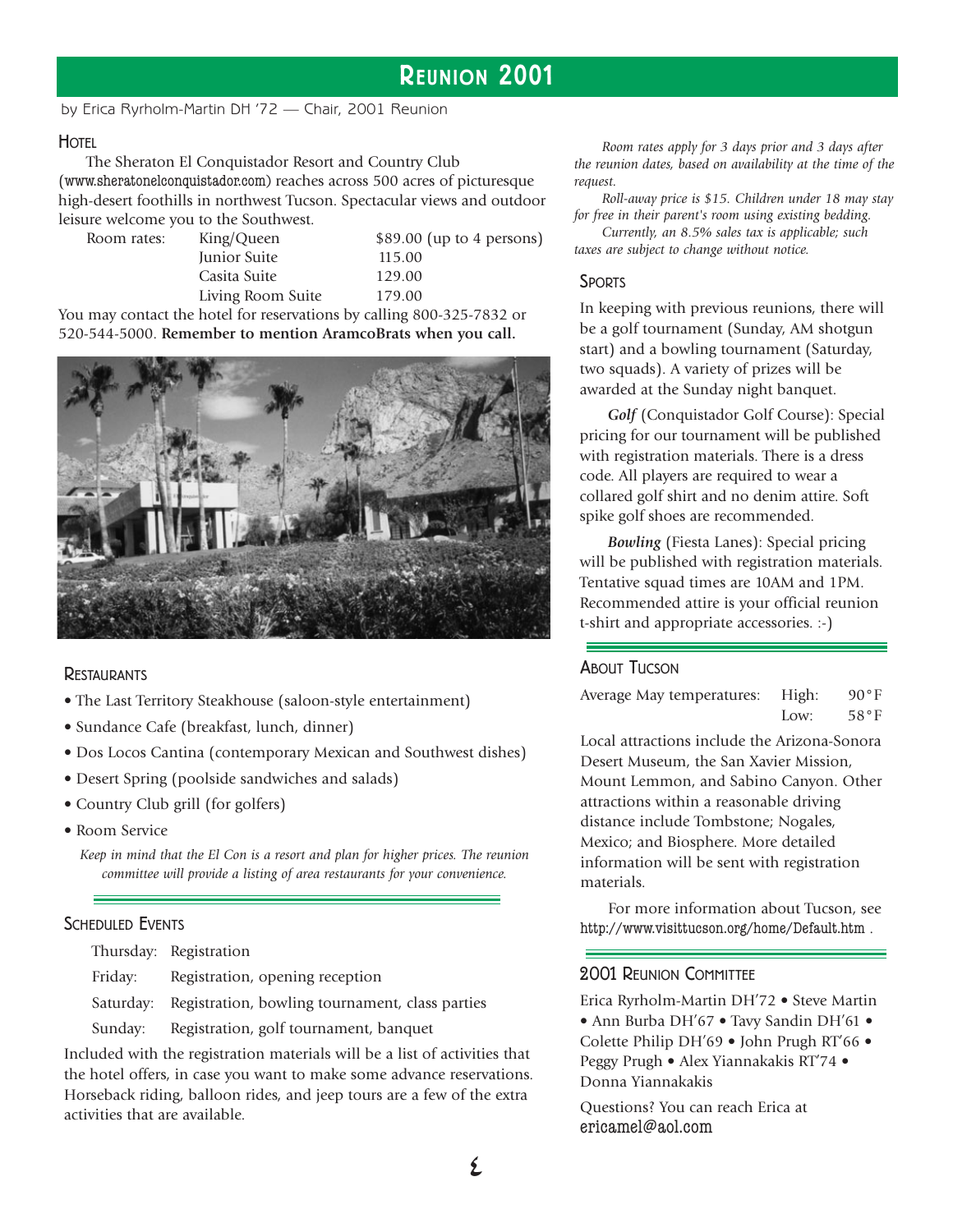# Reunion 2001

by Erica Ryrholm-Martin DH '72 — Chair, 2001 Reunion

## Hotel

The Sheraton El Conquistador Resort and Country Club (www.sheratonelconquistador.com) reaches across 500 acres of picturesque high-desert foothills in northwest Tucson. Spectacular views and outdoor leisure welcome you to the Southwest.

| Room rates: | | |
|---|---|---|
| | King/Queen | $89.00 (up to 4 persons) |
| | Junior Suite | 115.00 |
| | Casita Suite | 129.00 |
| | Living Room Suite | 179.00 |

You may contact the hotel for reservations by calling 800-325-7832 or 520-544-5000. **Remember to mention AramcoBrats when you call.**

*Room rates apply for 3 days prior and 3 days after the reunion dates, based on availability at the time of the request.*

*Roll-away price is $15. Children under 18 may stay for free in their parent's room using existing bedding.*

*Currently, an 8.5% sales tax is applicable; such taxes are subject to change without notice.*

## Restaurants

- The Last Territory Steakhouse (saloon-style entertainment)
- Sundance Cafe (breakfast, lunch, dinner)
- Dos Locos Cantina (contemporary Mexican and Southwest dishes)
- Desert Spring (poolside sandwiches and salads)
- Country Club grill (for golfers)
- Room Service

*Keep in mind that the El Con is a resort and plan for higher prices. The reunion committee will provide a listing of area restaurants for your convenience.*

## Scheduled Events

| | |
|---|---|
| Thursday: | Registration |
| Friday: | Registration, opening reception |
| Saturday: | Registration, bowling tournament, class parties |
| Sunday: | Registration, golf tournament, banquet |

Included with the registration materials will be a list of activities that the hotel offers, in case you want to make some advance reservations. Horseback riding, balloon rides, and jeep tours are a few of the extra activities that are available.

## Sports

In keeping with previous reunions, there will be a golf tournament (Sunday, AM shotgun start) and a bowling tournament (Saturday, two squads). A variety of prizes will be awarded at the Sunday night banquet.

***Golf*** (Conquistador Golf Course): Special pricing for our tournament will be published with registration materials. There is a dress code. All players are required to wear a collared golf shirt and no denim attire. Soft spike golf shoes are recommended.

***Bowling*** (Fiesta Lanes): Special pricing will be published with registration materials. Tentative squad times are 10AM and 1PM. Recommended attire is your official reunion t-shirt and appropriate accessories. :-)

## About Tucson

| Average May temperatures: | High: | 90°F |
|---|---|---|
| | Low: | 58°F |

Local attractions include the Arizona-Sonora Desert Museum, the San Xavier Mission, Mount Lemmon, and Sabino Canyon. Other attractions within a reasonable driving distance include Tombstone; Nogales, Mexico; and Biosphere. More detailed information will be sent with registration materials.

For more information about Tucson, see http://www.visittucson.org/home/Default.htm .

## 2001 Reunion Committee

Erica Ryrholm-Martin DH'72 • Steve Martin • Ann Burba DH'67 • Tavy Sandin DH'61 • Colette Philip DH'69 • John Prugh RT'66 • Peggy Prugh • Alex Yiannakakis RT'74 • Donna Yiannakakis

Questions? You can reach Erica at ericamel@aol.com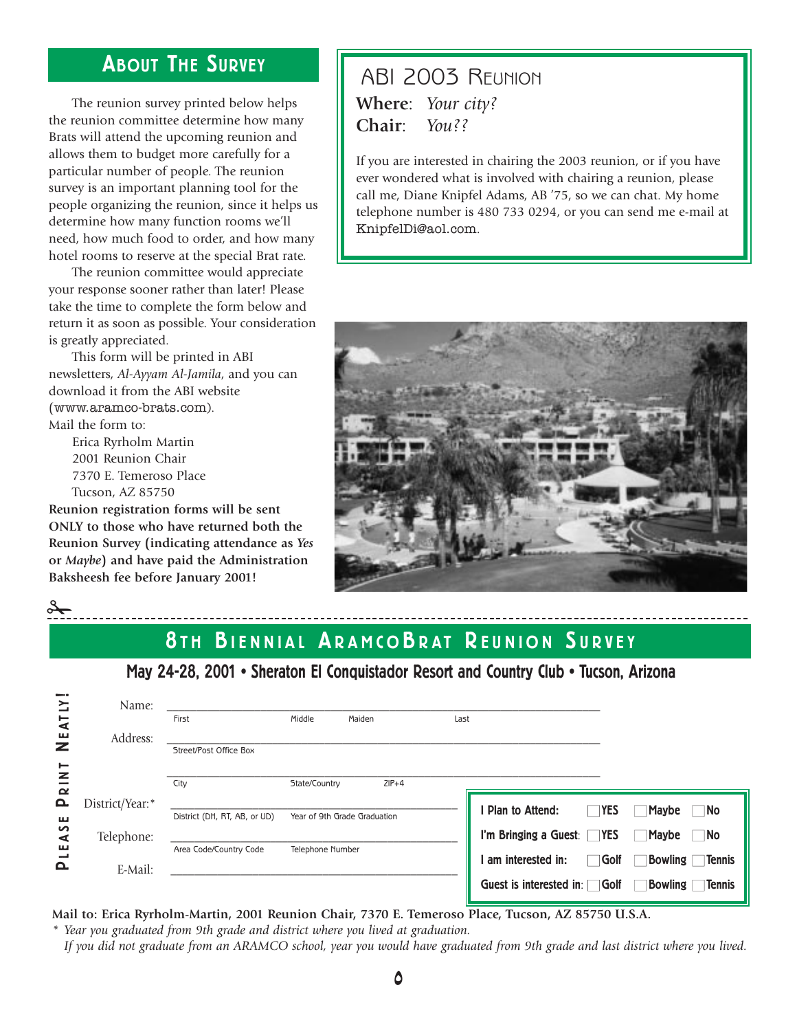## About The Survey

The reunion survey printed below helps the reunion committee determine how many Brats will attend the upcoming reunion and allows them to budget more carefully for a particular number of people. The reunion survey is an important planning tool for the people organizing the reunion, since it helps us determine how many function rooms we'll need, how much food to order, and how many hotel rooms to reserve at the special Brat rate.

The reunion committee would appreciate your response sooner rather than later! Please take the time to complete the form below and return it as soon as possible. Your consideration is greatly appreciated.

This form will be printed in ABI newsletters, *Al-Ayyam Al-Jamila*, and you can download it from the ABI website (www.aramco-brats.com).

Mail the form to:

Erica Ryrholm Martin
2001 Reunion Chair
7370 E. Temeroso Place
Tucson, AZ 85750

**Reunion registration forms will be sent ONLY to those who have returned both the Reunion Survey (indicating attendance as *Yes* or *Maybe*) and have paid the Administration Baksheesh fee before January 2001!**

## ABI 2003 Reunion

**Where**: *Your city?*
**Chair**: *You??*

If you are interested in chairing the 2003 reunion, or if you have ever wondered what is involved with chairing a reunion, please call me, Diane Knipfel Adams, AB '75, so we can chat. My home telephone number is 480 733 0294, or you can send me e-mail at KnipfelDi@aol.com.

---

## 8th Biennial AramcoBrat Reunion Survey

**May 24-28, 2001 • Sheraton El Conquistador Resort and Country Club • Tucson, Arizona**

*Please Print Neatly!*

Name: ______________________________
First  Middle  Maiden  Last

Address: ______________________________
Street/Post Office Box

______________________________
City  State/Country  ZIP+4

District/Year:* ______________________________
District (DH, RT, AB, or UD)  Year of 9th Grade Graduation

Telephone: ______________________________
Area Code/Country Code  Telephone Number

E-Mail: ______________________________

| | | | |
|---|---|---|---|
| I Plan to Attend: | ☐ YES | ☐ Maybe | ☐ No |
| I'm Bringing a Guest: | ☐ YES | ☐ Maybe | ☐ No |
| I am interested in: | ☐ Golf | ☐ Bowling | ☐ Tennis |
| Guest is interested in: | ☐ Golf | ☐ Bowling | ☐ Tennis |

**Mail to: Erica Ryrholm-Martin, 2001 Reunion Chair, 7370 E. Temeroso Place, Tucson, AZ 85750 U.S.A.**

\* *Year you graduated from 9th grade and district where you lived at graduation.*
*If you did not graduate from an ARAMCO school, year you would have graduated from 9th grade and last district where you lived.*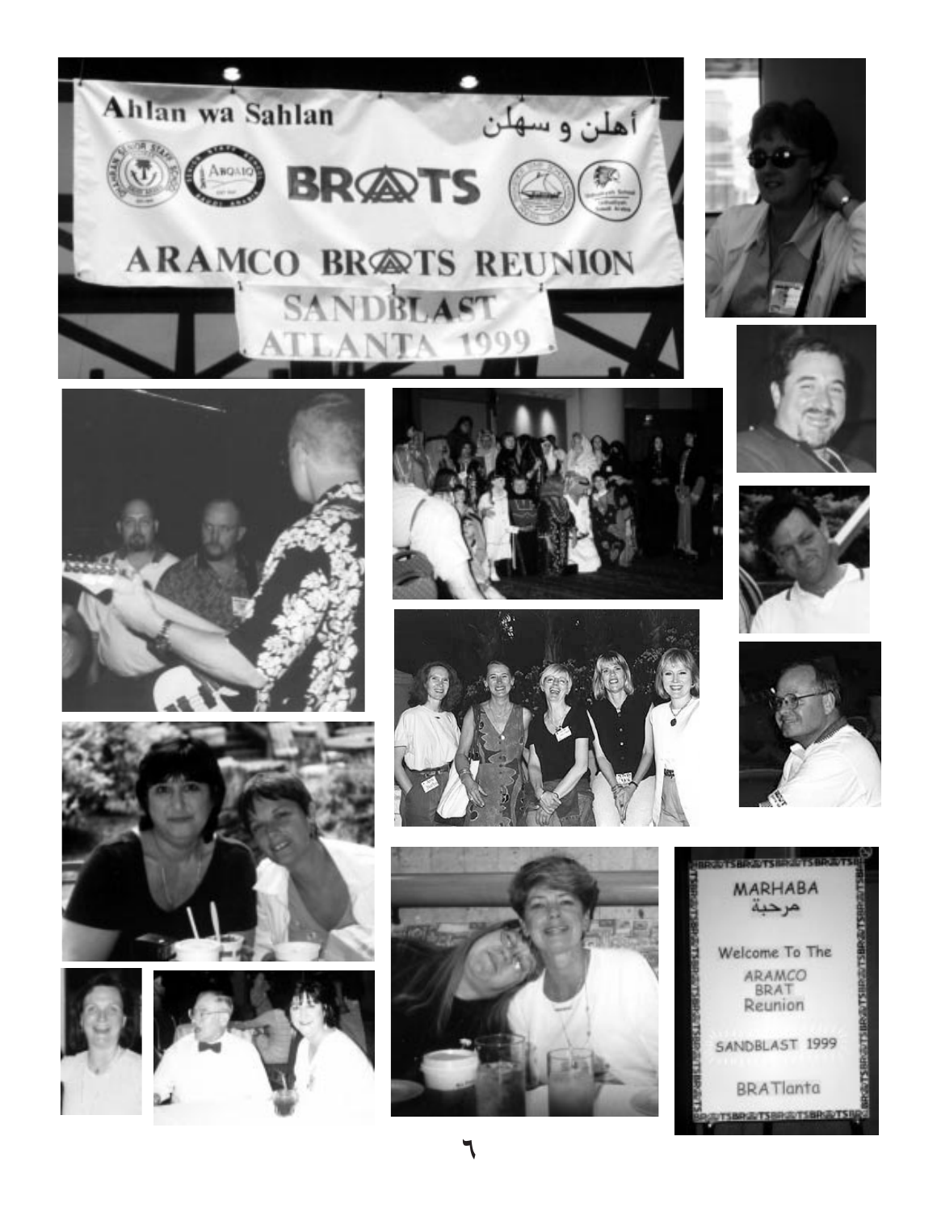Ahlan wa Sahlan أهلن و سهلن

BRATS

ARAMCO BRATS REUNION

SANDBLAST ATLANTA 1999

MARHABA

مرحبة

Welcome To The ARAMCO BRAT Reunion

SANDBLAST 1999

BRATlanta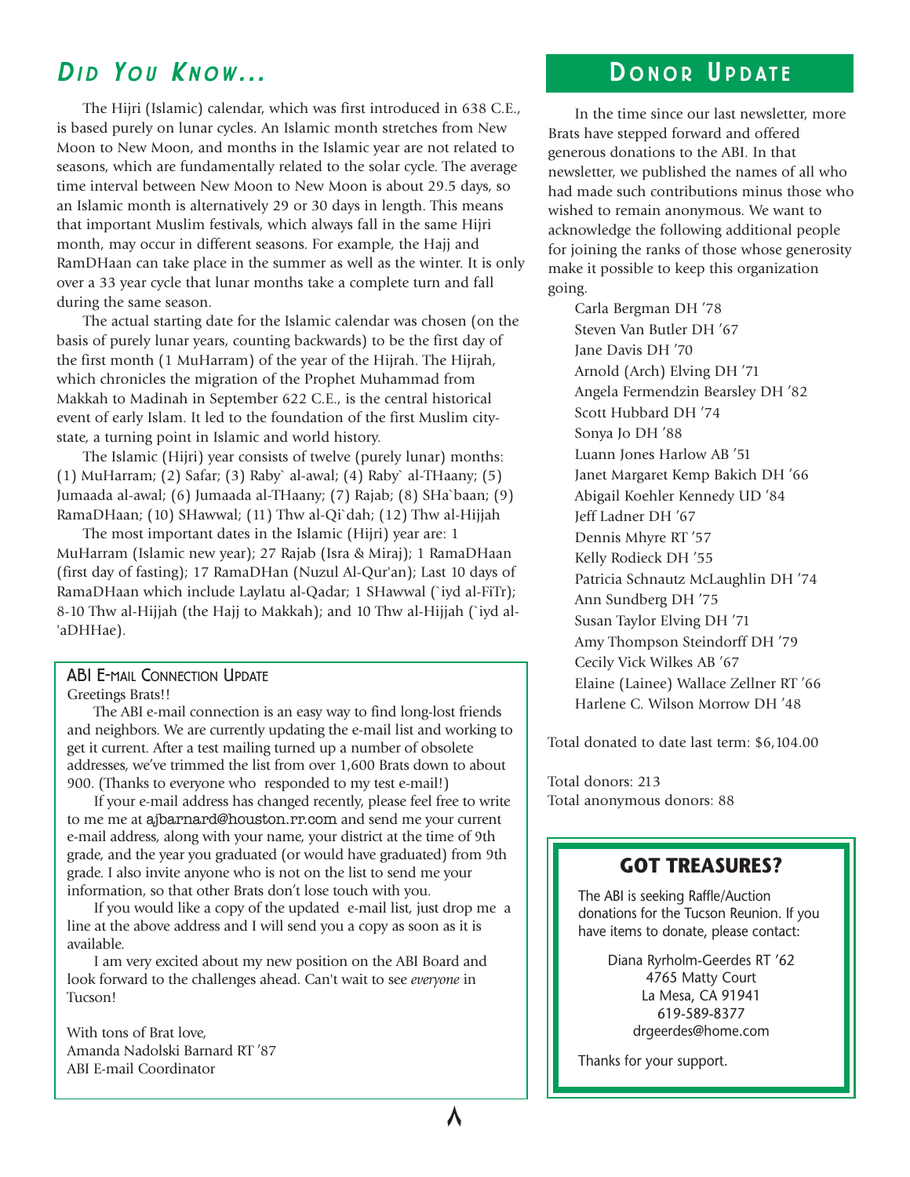## *Did You Know...*

The Hijri (Islamic) calendar, which was first introduced in 638 C.E., is based purely on lunar cycles. An Islamic month stretches from New Moon to New Moon, and months in the Islamic year are not related to seasons, which are fundamentally related to the solar cycle. The average time interval between New Moon to New Moon is about 29.5 days, so an Islamic month is alternatively 29 or 30 days in length. This means that important Muslim festivals, which always fall in the same Hijri month, may occur in different seasons. For example, the Hajj and RamDHaan can take place in the summer as well as the winter. It is only over a 33 year cycle that lunar months take a complete turn and fall during the same season.

The actual starting date for the Islamic calendar was chosen (on the basis of purely lunar years, counting backwards) to be the first day of the first month (1 MuHarram) of the year of the Hijrah. The Hijrah, which chronicles the migration of the Prophet Muhammad from Makkah to Madinah in September 622 C.E., is the central historical event of early Islam. It led to the foundation of the first Muslim city-state, a turning point in Islamic and world history.

The Islamic (Hijri) year consists of twelve (purely lunar) months: (1) MuHarram; (2) Safar; (3) Raby` al-awal; (4) Raby` al-THaany; (5) Jumaada al-awal; (6) Jumaada al-THaany; (7) Rajab; (8) SHa`baan; (9) RamaDHaan; (10) SHawwal; (11) Thw al-Qi`dah; (12) Thw al-Hijjah

The most important dates in the Islamic (Hijri) year are: 1 MuHarram (Islamic new year); 27 Rajab (Isra & Miraj); 1 RamaDHaan (first day of fasting); 17 RamaDHan (Nuzul Al-Qur'an); Last 10 days of RamaDHaan which include Laylatu al-Qadar; 1 SHawwal (`iyd al-FiTr); 8-10 Thw al-Hijjah (the Hajj to Makkah); and 10 Thw al-Hijjah (`iyd al-'aDHHae).

### ABI E-mail Connection Update

Greetings Brats!!

The ABI e-mail connection is an easy way to find long-lost friends and neighbors. We are currently updating the e-mail list and working to get it current. After a test mailing turned up a number of obsolete addresses, we've trimmed the list from over 1,600 Brats down to about 900. (Thanks to everyone who responded to my test e-mail!)

If your e-mail address has changed recently, please feel free to write to me me at ajbarnard@houston.rr.com and send me your current e-mail address, along with your name, your district at the time of 9th grade, and the year you graduated (or would have graduated) from 9th grade. I also invite anyone who is not on the list to send me your information, so that other Brats don't lose touch with you.

If you would like a copy of the updated e-mail list, just drop me a line at the above address and I will send you a copy as soon as it is available.

I am very excited about my new position on the ABI Board and look forward to the challenges ahead. Can't wait to see *everyone* in Tucson!

With tons of Brat love,
Amanda Nadolski Barnard RT '87
ABI E-mail Coordinator

## Donor Update

In the time since our last newsletter, more Brats have stepped forward and offered generous donations to the ABI. In that newsletter, we published the names of all who had made such contributions minus those who wished to remain anonymous. We want to acknowledge the following additional people for joining the ranks of those whose generosity make it possible to keep this organization going.

Carla Bergman DH '78
Steven Van Butler DH '67
Jane Davis DH '70
Arnold (Arch) Elving DH '71
Angela Fermendzin Bearsley DH '82
Scott Hubbard DH '74
Sonya Jo DH '88
Luann Jones Harlow AB '51
Janet Margaret Kemp Bakich DH '66
Abigail Koehler Kennedy UD '84
Jeff Ladner DH '67
Dennis Mhyre RT '57
Kelly Rodieck DH '55
Patricia Schnautz McLaughlin DH '74
Ann Sundberg DH '75
Susan Taylor Elving DH '71
Amy Thompson Steindorff DH '79
Cecily Vick Wilkes AB '67
Elaine (Lainee) Wallace Zellner RT '66
Harlene C. Wilson Morrow DH '48

Total donated to date last term: $6,104.00

Total donors: 213
Total anonymous donors: 88

### GOT TREASURES?

The ABI is seeking Raffle/Auction donations for the Tucson Reunion. If you have items to donate, please contact:

Diana Ryrholm-Geerdes RT '62
4765 Matty Court
La Mesa, CA 91941
619-589-8377
drgeerdes@home.com

Thanks for your support.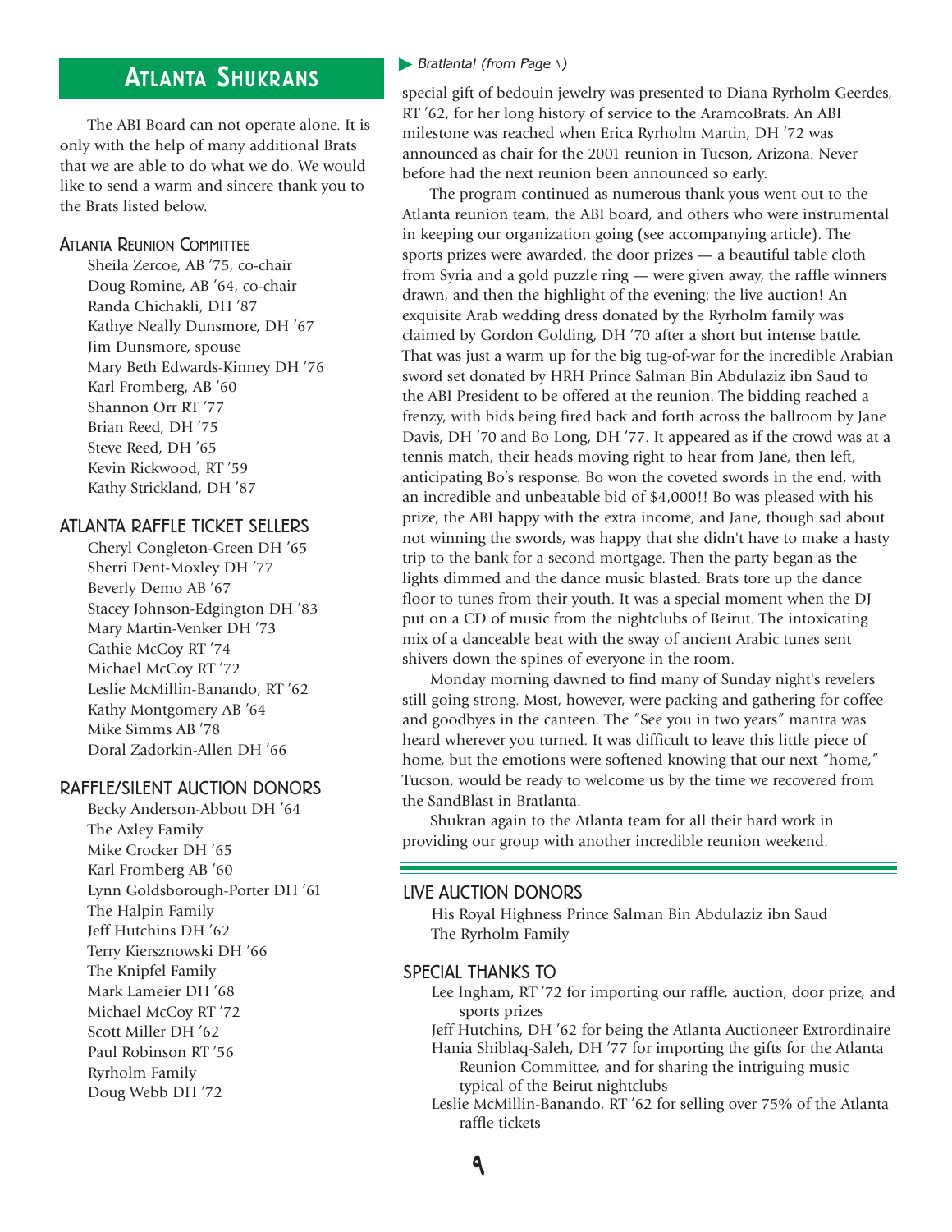## Atlanta Shukrans

The ABI Board can not operate alone. It is only with the help of many additional Brats that we are able to do what we do. We would like to send a warm and sincere thank you to the Brats listed below.

### Atlanta Reunion Committee

Sheila Zercoe, AB '75, co-chair
Doug Romine, AB '64, co-chair
Randa Chichakli, DH '87
Kathye Neally Dunsmore, DH '67
Jim Dunsmore, spouse
Mary Beth Edwards-Kinney DH '76
Karl Fromberg, AB '60
Shannon Orr RT '77
Brian Reed, DH '75
Steve Reed, DH '65
Kevin Rickwood, RT '59
Kathy Strickland, DH '87

### Atlanta Raffle Ticket Sellers

Cheryl Congleton-Green DH '65
Sherri Dent-Moxley DH '77
Beverly Demo AB '67
Stacey Johnson-Edgington DH '83
Mary Martin-Venker DH '73
Cathie McCoy RT '74
Michael McCoy RT '72
Leslie McMillin-Banando, RT '62
Kathy Montgomery AB '64
Mike Simms AB '78
Doral Zadorkin-Allen DH '66

### Raffle/Silent Auction Donors

Becky Anderson-Abbott DH '64
The Axley Family
Mike Crocker DH '65
Karl Fromberg AB '60
Lynn Goldsborough-Porter DH '61
The Halpin Family
Jeff Hutchins DH '62
Terry Kierzsnowski DH '66
The Knipfel Family
Mark Lameier DH '68
Michael McCoy RT '72
Scott Miller DH '62
Paul Robinson RT '56
Ryrholm Family
Doug Webb DH '72

*Bratlanta! (from Page ١)*

special gift of bedouin jewelry was presented to Diana Ryrholm Geerdes, RT '62, for her long history of service to the AramcoBrats. An ABI milestone was reached when Erica Ryrholm Martin, DH '72 was announced as chair for the 2001 reunion in Tucson, Arizona. Never before had the next reunion been announced so early.

The program continued as numerous thank yous went out to the Atlanta reunion team, the ABI board, and others who were instrumental in keeping our organization going (see accompanying article). The sports prizes were awarded, the door prizes — a beautiful table cloth from Syria and a gold puzzle ring — were given away, the raffle winners drawn, and then the highlight of the evening: the live auction! An exquisite Arab wedding dress donated by the Ryrholm family was claimed by Gordon Golding, DH '70 after a short but intense battle. That was just a warm up for the big tug-of-war for the incredible Arabian sword set donated by HRH Prince Salman Bin Abdulaziz ibn Saud to the ABI President to be offered at the reunion. The bidding reached a frenzy, with bids being fired back and forth across the ballroom by Jane Davis, DH '70 and Bo Long, DH '77. It appeared as if the crowd was at a tennis match, their heads moving right to hear from Jane, then left, anticipating Bo's response. Bo won the coveted swords in the end, with an incredible and unbeatable bid of $4,000!! Bo was pleased with his prize, the ABI happy with the extra income, and Jane, though sad about not winning the swords, was happy that she didn't have to make a hasty trip to the bank for a second mortgage. Then the party began as the lights dimmed and the dance music blasted. Brats tore up the dance floor to tunes from their youth. It was a special moment when the DJ put on a CD of music from the nightclubs of Beirut. The intoxicating mix of a danceable beat with the sway of ancient Arabic tunes sent shivers down the spines of everyone in the room.

Monday morning dawned to find many of Sunday night's revelers still going strong. Most, however, were packing and gathering for coffee and goodbyes in the canteen. The "See you in two years" mantra was heard wherever you turned. It was difficult to leave this little piece of home, but the emotions were softened knowing that our next "home," Tucson, would be ready to welcome us by the time we recovered from the SandBlast in Bratlanta.

Shukran again to the Atlanta team for all their hard work in providing our group with another incredible reunion weekend.

### Live Auction Donors

His Royal Highness Prince Salman Bin Abdulaziz ibn Saud
The Ryrholm Family

### Special Thanks To

Lee Ingham, RT '72 for importing our raffle, auction, door prize, and sports prizes
Jeff Hutchins, DH '62 for being the Atlanta Auctioneer Extrordinaire
Hania Shiblaq-Saleh, DH '77 for importing the gifts for the Atlanta Reunion Committee, and for sharing the intriguing music typical of the Beirut nightclubs
Leslie McMillin-Banando, RT '62 for selling over 75% of the Atlanta raffle tickets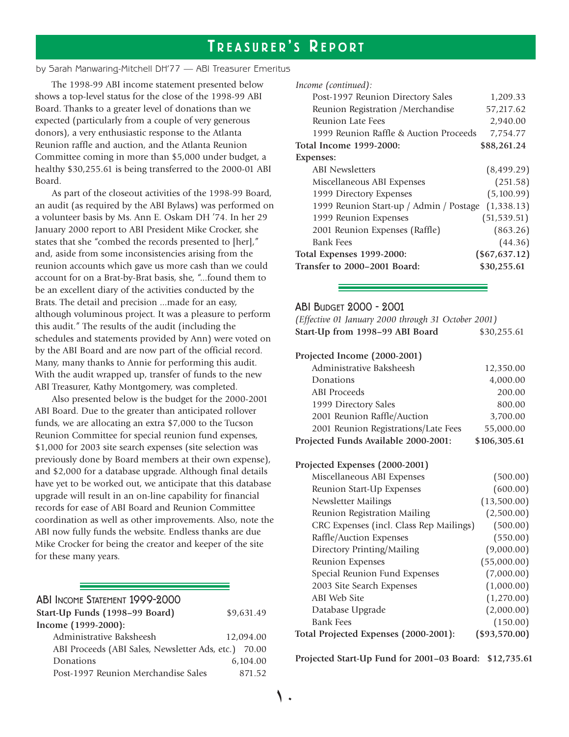# Treasurer's Report

by Sarah Manwaring-Mitchell DH'77 — ABI Treasurer Emeritus

The 1998-99 ABI income statement presented below shows a top-level status for the close of the 1998-99 ABI Board. Thanks to a greater level of donations than we expected (particularly from a couple of very generous donors), a very enthusiastic response to the Atlanta Reunion raffle and auction, and the Atlanta Reunion Committee coming in more than $5,000 under budget, a healthy $30,255.61 is being transferred to the 2000-01 ABI Board.

As part of the closeout activities of the 1998-99 Board, an audit (as required by the ABI Bylaws) was performed on a volunteer basis by Ms. Ann E. Oskam DH '74. In her 29 January 2000 report to ABI President Mike Crocker, she states that she "combed the records presented to [her]," and, aside from some inconsistencies arising from the reunion accounts which gave us more cash than we could account for on a Brat-by-Brat basis, she, "...found them to be an excellent diary of the activities conducted by the Brats. The detail and precision ...made for an easy, although voluminous project. It was a pleasure to perform this audit." The results of the audit (including the schedules and statements provided by Ann) were voted on by the ABI Board and are now part of the official record. Many, many thanks to Annie for performing this audit. With the audit wrapped up, transfer of funds to the new ABI Treasurer, Kathy Montgomery, was completed.

Also presented below is the budget for the 2000-2001 ABI Board. Due to the greater than anticipated rollover funds, we are allocating an extra $7,000 to the Tucson Reunion Committee for special reunion fund expenses, $1,000 for 2003 site search expenses (site selection was previously done by Board members at their own expense), and $2,000 for a database upgrade. Although final details have yet to be worked out, we anticipate that this database upgrade will result in an on-line capability for financial records for ease of ABI Board and Reunion Committee coordination as well as other improvements. Also, note the ABI now fully funds the website. Endless thanks are due Mike Crocker for being the creator and keeper of the site for these many years.

## ABI Income Statement 1999-2000

| | |
|---|---|
| **Start-Up Funds (1998–99 Board)** | $9,631.49 |
| **Income (1999-2000):** | |
| Administrative Baksheesh | 12,094.00 |
| ABI Proceeds (ABI Sales, Newsletter Ads, etc.) | 70.00 |
| Donations | 6,104.00 |
| Post-1997 Reunion Merchandise Sales | 871.52 |
| *Income (continued):* | |
| Post-1997 Reunion Directory Sales | 1,209.33 |
| Reunion Registration /Merchandise | 57,217.62 |
| Reunion Late Fees | 2,940.00 |
| 1999 Reunion Raffle & Auction Proceeds | 7,754.77 |
| **Total Income 1999-2000:** | **$88,261.24** |
| **Expenses:** | |
| ABI Newsletters | (8,499.29) |
| Miscellaneous ABI Expenses | (251.58) |
| 1999 Directory Expenses | (5,100.99) |
| 1999 Reunion Start-up / Admin / Postage | (1,338.13) |
| 1999 Reunion Expenses | (51,539.51) |
| 2001 Reunion Expenses (Raffle) | (863.26) |
| Bank Fees | (44.36) |
| **Total Expenses 1999-2000:** | **($67,637.12)** |
| **Transfer to 2000–2001 Board:** | **$30,255.61** |

## ABI Budget 2000 - 2001

*(Effective 01 January 2000 through 31 October 2001)*

| | |
|---|---|
| **Start-Up from 1998–99 ABI Board** | $30,255.61 |
| **Projected Income (2000-2001)** | |
| Administrative Baksheesh | 12,350.00 |
| Donations | 4,000.00 |
| ABI Proceeds | 200.00 |
| 1999 Directory Sales | 800.00 |
| 2001 Reunion Raffle/Auction | 3,700.00 |
| 2001 Reunion Registrations/Late Fees | 55,000.00 |
| **Projected Funds Available 2000-2001:** | **$106,305.61** |
| **Projected Expenses (2000-2001)** | |
| Miscellaneous ABI Expenses | (500.00) |
| Reunion Start-Up Expenses | (600.00) |
| Newsletter Mailings | (13,500.00) |
| Reunion Registration Mailing | (2,500.00) |
| CRC Expenses (incl. Class Rep Mailings) | (500.00) |
| Raffle/Auction Expenses | (550.00) |
| Directory Printing/Mailing | (9,000.00) |
| Reunion Expenses | (55,000.00) |
| Special Reunion Fund Expenses | (7,000.00) |
| 2003 Site Search Expenses | (1,000.00) |
| ABI Web Site | (1,270.00) |
| Database Upgrade | (2,000.00) |
| Bank Fees | (150.00) |
| **Total Projected Expenses (2000-2001):** | **($93,570.00)** |
| **Projected Start-Up Fund for 2001–03 Board:** | **$12,735.61** |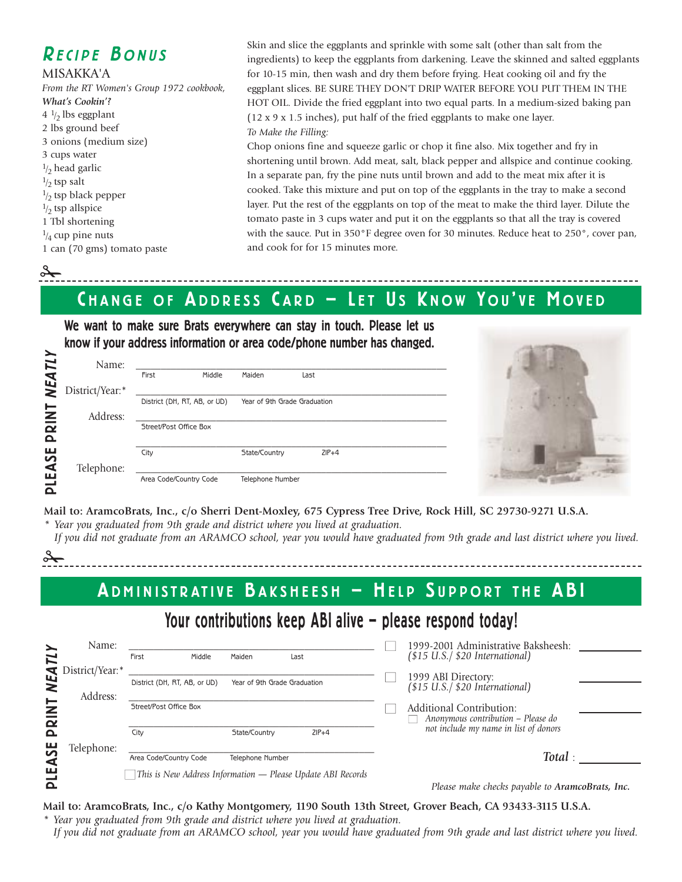## RECIPE BONUS

### MISAKKA'A

*From the RT Women's Group 1972 cookbook, **What's Cookin'?***

- 4 ½ lbs eggplant
- 2 lbs ground beef
- 3 onions (medium size)
- 3 cups water
- ½ head garlic
- ½ tsp salt
- ½ tsp black pepper
- ½ tsp allspice
- 1 Tbl shortening
- ¼ cup pine nuts
- 1 can (70 gms) tomato paste

Skin and slice the eggplants and sprinkle with some salt (other than salt from the ingredients) to keep the eggplants from darkening. Leave the skinned and salted eggplants for 10-15 min, then wash and dry them before frying. Heat cooking oil and fry the eggplant slices. BE SURE THEY DON'T DRIP WATER BEFORE YOU PUT THEM IN THE HOT OIL. Divide the fried eggplant into two equal parts. In a medium-sized baking pan (12 x 9 x 1.5 inches), put half of the fried eggplants to make one layer.

*To Make the Filling:*

Chop onions fine and squeeze garlic or chop it fine also. Mix together and fry in shortening until brown. Add meat, salt, black pepper and allspice and continue cooking. In a separate pan, fry the pine nuts until brown and add to the meat mix after it is cooked. Take this mixture and put on top of the eggplants in the tray to make a second layer. Put the rest of the eggplants on top of the meat to make the third layer. Dilute the tomato paste in 3 cups water and put it on the eggplants so that all the tray is covered with the sauce. Put in 350°F degree oven for 30 minutes. Reduce heat to 250°, cover pan, and cook for for 15 minutes more.

---

## CHANGE OF ADDRESS CARD – LET US KNOW YOU'VE MOVED

**We want to make sure Brats everywhere can stay in touch. Please let us know if your address information or area code/phone number has changed.**

PLEASE PRINT *NEATLY*

Name: ______________________________
First | Middle | Maiden | Last

District/Year:* ______________________________
District (DH, RT, AB, or UD) | Year of 9th Grade Graduation

Address: ______________________________
Street/Post Office Box

______________________________
City | State/Country | ZIP+4

Telephone: ______________________________
Area Code/Country Code | Telephone Number

**Mail to: AramcoBrats, Inc., c/o Sherri Dent-Moxley, 675 Cypress Tree Drive, Rock Hill, SC 29730-9271 U.S.A.**

\* *Year you graduated from 9th grade and district where you lived at graduation.*
*If you did not graduate from an ARAMCO school, year you would have graduated from 9th grade and last district where you lived.*

---

## ADMINISTRATIVE BAKSHEESH – HELP SUPPORT THE ABI

**Your contributions keep ABI alive – please respond today!**

PLEASE PRINT *NEATLY*

Name: ______________________________
First | Middle | Maiden | Last

District/Year:* ______________________________
District (DH, RT, AB, or UD) | Year of 9th Grade Graduation

Address: ______________________________
Street/Post Office Box

______________________________
City | State/Country | ZIP+4

Telephone: ______________________________
Area Code/Country Code | Telephone Number

☐ *This is New Address Information — Please Update ABI Records*

☐ 1999-2001 Administrative Baksheesh: *($15 U.S./ $20 International)* __________

☐ 1999 ABI Directory: *($15 U.S./ $20 International)* __________

☐ Additional Contribution: __________
☐ *Anonymous contribution – Please do not include my name in list of donors*

*Total* : __________

*Please make checks payable to **AramcoBrats, Inc.***

**Mail to: AramcoBrats, Inc., c/o Kathy Montgomery, 1190 South 13th Street, Grover Beach, CA 93433-3115 U.S.A.**

\* *Year you graduated from 9th grade and district where you lived at graduation.*
*If you did not graduate from an ARAMCO school, year you would have graduated from 9th grade and last district where you lived.*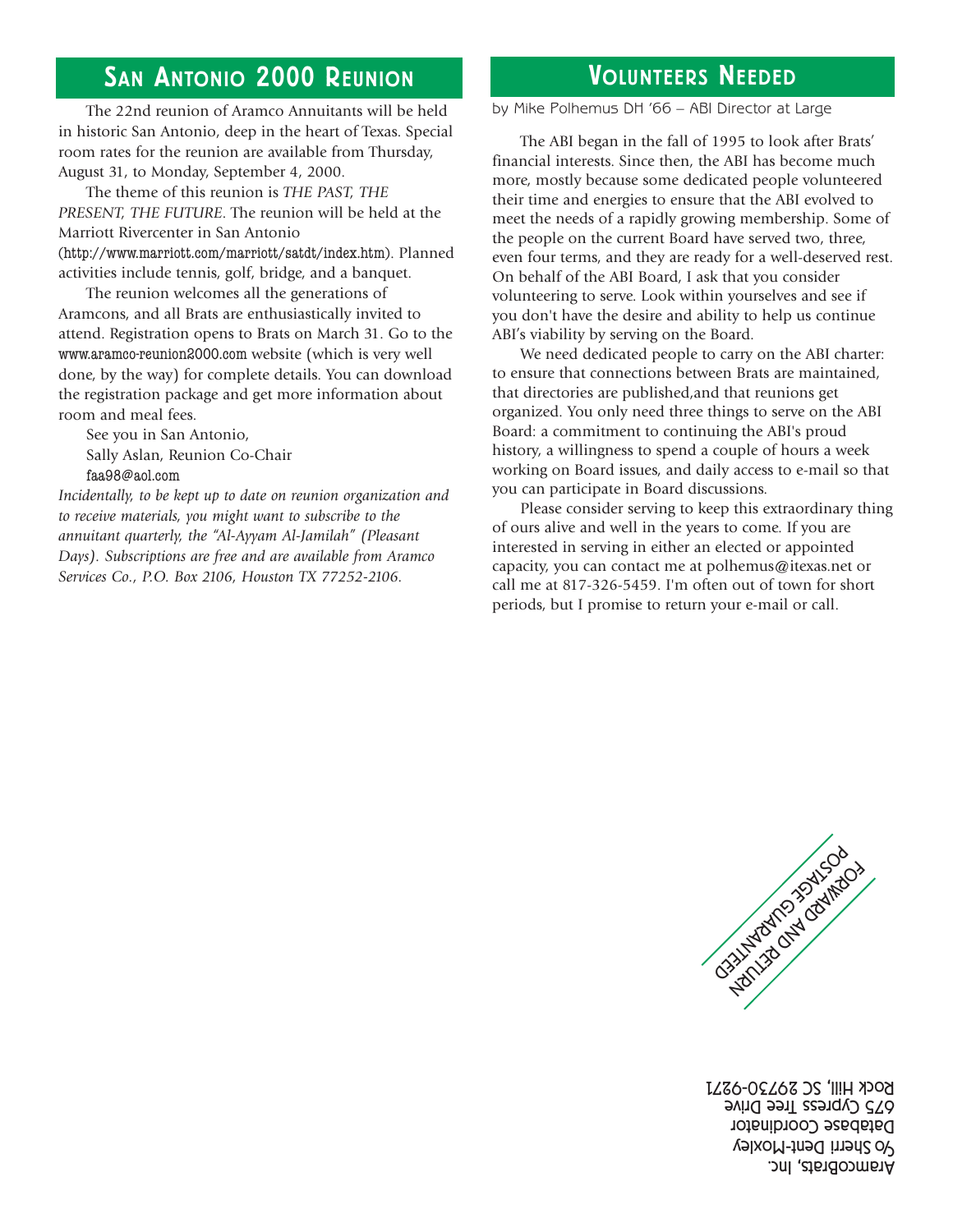## San Antonio 2000 Reunion

The 22nd reunion of Aramco Annuitants will be held in historic San Antonio, deep in the heart of Texas. Special room rates for the reunion are available from Thursday, August 31, to Monday, September 4, 2000.

The theme of this reunion is *THE PAST, THE PRESENT, THE FUTURE*. The reunion will be held at the Marriott Rivercenter in San Antonio (http://www.marriott.com/marriott/satdt/index.htm). Planned activities include tennis, golf, bridge, and a banquet.

The reunion welcomes all the generations of Aramcons, and all Brats are enthusiastically invited to attend. Registration opens to Brats on March 31. Go to the www.aramco-reunion2000.com website (which is very well done, by the way) for complete details. You can download the registration package and get more information about room and meal fees.

See you in San Antonio,
Sally Aslan, Reunion Co-Chair
faa98@aol.com

*Incidentally, to be kept up to date on reunion organization and to receive materials, you might want to subscribe to the annuitant quarterly, the "Al-Ayyam Al-Jamilah" (Pleasant Days). Subscriptions are free and are available from Aramco Services Co., P.O. Box 2106, Houston TX 77252-2106.*

## Volunteers Needed

by Mike Polhemus DH '66 – ABI Director at Large

The ABI began in the fall of 1995 to look after Brats' financial interests. Since then, the ABI has become much more, mostly because some dedicated people volunteered their time and energies to ensure that the ABI evolved to meet the needs of a rapidly growing membership. Some of the people on the current Board have served two, three, even four terms, and they are ready for a well-deserved rest. On behalf of the ABI Board, I ask that you consider volunteering to serve. Look within yourselves and see if you don't have the desire and ability to help us continue ABI's viability by serving on the Board.

We need dedicated people to carry on the ABI charter: to ensure that connections between Brats are maintained, that directories are published,and that reunions get organized. You only need three things to serve on the ABI Board: a commitment to continuing the ABI's proud history, a willingness to spend a couple of hours a week working on Board issues, and daily access to e-mail so that you can participate in Board discussions.

Please consider serving to keep this extraordinary thing of ours alive and well in the years to come. If you are interested in serving in either an elected or appointed capacity, you can contact me at polhemus@itexas.net or call me at 817-326-5459. I'm often out of town for short periods, but I promise to return your e-mail or call.

POSTAGE GUARANTEED
FORWARD AND RETURN

AramcoBrats, Inc.
C/o Sherri Dent-Moxley
Database Coordinator
675 Cypress Tree Drive
Rock Hill, SC 29730-9271